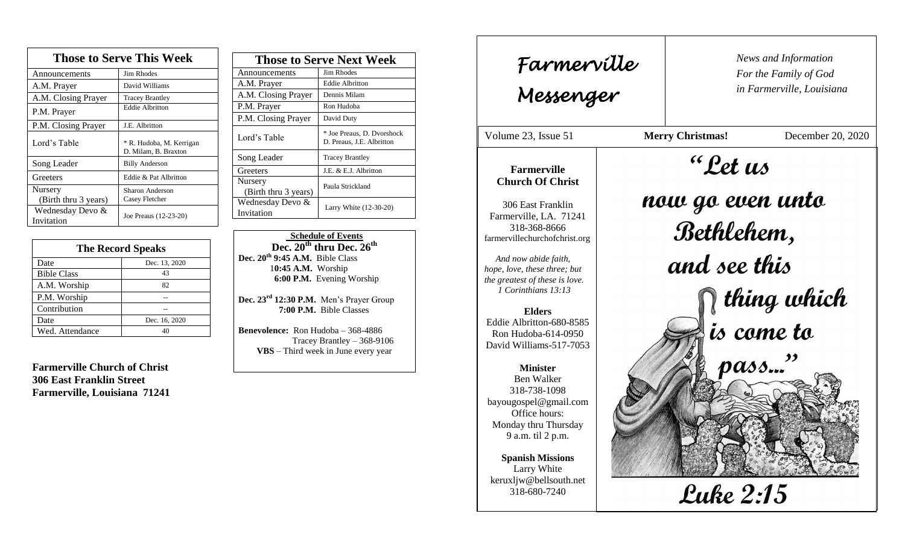## Those to Serve This Week

| Role | Name |
| --- | --- |
| Announcements | Jim Rhodes |
| A.M. Prayer | David Williams |
| A.M. Closing Prayer | Tracey Brantley |
| P.M. Prayer | Eddie Albritton |
| P.M. Closing Prayer | J.E. Albritton |
| Lord's Table | * R. Hudoba, M. Kerrigan D. Milam, B. Braxton |
| Song Leader | Billy Anderson |
| Greeters | Eddie & Pat Albritton |
| Nursery (Birth thru 3 years) | Sharon Anderson Casey Fletcher |
| Wednesday Devo & Invitation | Joe Preaus (12-23-20) |

## The Record Speaks

| Date | Dec. 13, 2020 |
| --- | --- |
| Bible Class | 43 |
| A.M. Worship | 82 |
| P.M. Worship | -- |
| Contribution | -- |
| Date | Dec. 16, 2020 |
| Wed. Attendance | 40 |

**Farmerville Church of Christ**
**306 East Franklin Street**
**Farmerville, Louisiana 71241**

## Those to Serve Next Week

| Role | Name |
| --- | --- |
| Announcements | Jim Rhodes |
| A.M. Prayer | Eddie Albritton |
| A.M. Closing Prayer | Dennis Milam |
| P.M. Prayer | Ron Hudoba |
| P.M. Closing Prayer | David Duty |
| Lord's Table | * Joe Preaus, D. Dvorshock D. Preaus, J.E. Albritton |
| Song Leader | Tracey Brantley |
| Greeters | J.E. & E.J. Albritton |
| Nursery (Birth thru 3 years) | Paula Strickland |
| Wednesday Devo & Invitation | Larry White (12-30-20) |

**Schedule of Events**
**Dec. 20th thru Dec. 26th**

**Dec. 20th 9:45 A.M.** Bible Class
**10:45 A.M.** Worship
**6:00 P.M.** Evening Worship

**Dec. 23rd 12:30 P.M.** Men's Prayer Group
**7:00 P.M.** Bible Classes

**Benevolence:** Ron Hudoba – 368-4886
Tracey Brantley – 368-9106
**VBS** – Third week in June every year

# Farmerville Messenger

*News and Information For the Family of God in Farmerville, Louisiana*

Volume 23, Issue 51 | **Merry Christmas!** | December 20, 2020

**Farmerville Church Of Christ**

306 East Franklin
Farmerville, LA. 71241
318-368-8666
farmervillechurchofchrist.org

*And now abide faith, hope, love, these three; but the greatest of these is love. 1 Corinthians 13:13*

**Elders**
Eddie Albritton-680-8585
Ron Hudoba-614-0950
David Williams-517-7053

**Minister**
Ben Walker
318-738-1098
bayougospel@gmail.com
Office hours:
Monday thru Thursday
9 a.m. til 2 p.m.

**Spanish Missions**
Larry White
keruxljw@bellsouth.net
318-680-7240

"Let us now go even unto Bethlehem, and see this thing which is come to pass..."

Luke 2:15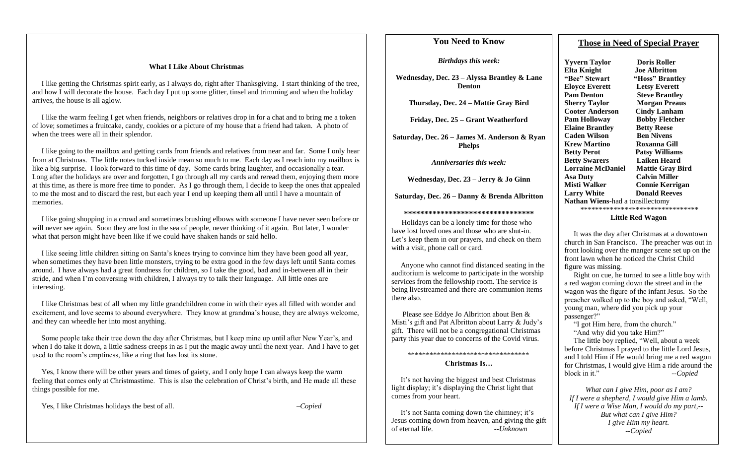### What I Like About Christmas

I like getting the Christmas spirit early, as I always do, right after Thanksgiving. I start thinking of the tree, and how I will decorate the house. Each day I put up some glitter, tinsel and trimming and when the holiday arrives, the house is all aglow.

I like the warm feeling I get when friends, neighbors or relatives drop in for a chat and to bring me a token of love; sometimes a fruitcake, candy, cookies or a picture of my house that a friend had taken. A photo of when the trees were all in their splendor.

I like going to the mailbox and getting cards from friends and relatives from near and far. Some I only hear from at Christmas. The little notes tucked inside mean so much to me. Each day as I reach into my mailbox is like a big surprise. I look forward to this time of day. Some cards bring laughter, and occasionally a tear. Long after the holidays are over and forgotten, I go through all my cards and reread them, enjoying them more at this time, as there is more free time to ponder. As I go through them, I decide to keep the ones that appealed to me the most and to discard the rest, but each year I end up keeping them all until I have a mountain of memories.

I like going shopping in a crowd and sometimes brushing elbows with someone I have never seen before or will never see again. Soon they are lost in the sea of people, never thinking of it again. But later, I wonder what that person might have been like if we could have shaken hands or said hello.

I like seeing little children sitting on Santa's knees trying to convince him they have been good all year, when sometimes they have been little monsters, trying to be extra good in the few days left until Santa comes around. I have always had a great fondness for children, so I take the good, bad and in-between all in their stride, and when I'm conversing with children, I always try to talk their language. All little ones are interesting.

I like Christmas best of all when my little grandchildren come in with their eyes all filled with wonder and excitement, and love seems to abound everywhere. They know at grandma's house, they are always welcome, and they can wheedle her into most anything.

Some people take their tree down the day after Christmas, but I keep mine up until after New Year's, and when I do take it down, a little sadness creeps in as I put the magic away until the next year. And I have to get used to the room's emptiness, like a ring that has lost its stone.

Yes, I know there will be other years and times of gaiety, and I only hope I can always keep the warm feeling that comes only at Christmastime. This is also the celebration of Christ's birth, and He made all these things possible for me.

Yes, I like Christmas holidays the best of all. *–Copied*

## You Need to Know

*Birthdays this week:*

**Wednesday, Dec. 23 – Alyssa Brantley & Lane Denton**

**Thursday, Dec. 24 – Mattie Gray Bird**

**Friday, Dec. 25 – Grant Weatherford**

**Saturday, Dec. 26 – James M. Anderson & Ryan Phelps**

*Anniversaries this week:*

**Wednesday, Dec. 23 – Jerry & Jo Ginn**

**Saturday, Dec. 26 – Danny & Brenda Albritton**

**********************************

Holidays can be a lonely time for those who have lost loved ones and those who are shut-in. Let's keep them in our prayers, and check on them with a visit, phone call or card.

Anyone who cannot find distanced seating in the auditorium is welcome to participate in the worship services from the fellowship room. The service is being livestreamed and there are communion items there also.

Please see Eddye Jo Albritton about Ben & Misti's gift and Pat Albritton about Larry & Judy's gift. There will not be a congregational Christmas party this year due to concerns of the Covid virus.

**********************************

**Christmas Is…**

It's not having the biggest and best Christmas light display; it's displaying the Christ light that comes from your heart.

It's not Santa coming down the chimney; it's Jesus coming down from heaven, and giving the gift of eternal life. *--Unknown*

## Those in Need of Special Prayer

| | |
|---|---|
| **Yyvern Taylor** | **Doris Roller** |
| **Elta Knight** | **Joe Albritton** |
| **"Bee" Stewart** | **"Hoss" Brantley** |
| **Eloyce Everett** | **Letsy Everett** |
| **Pam Denton** | **Steve Brantley** |
| **Sherry Taylor** | **Morgan Preaus** |
| **Cooter Anderson** | **Cindy Lanham** |
| **Pam Holloway** | **Bobby Fletcher** |
| **Elaine Brantley** | **Betty Reese** |
| **Caden Wilson** | **Ben Nivens** |
| **Krew Martino** | **Roxanna Gill** |
| **Betty Perot** | **Patsy Williams** |
| **Betty Swarers** | **Laiken Heard** |
| **Lorraine McDaniel** | **Mattie Gray Bird** |
| **Asa Duty** | **Calvin Miller** |
| **Misti Walker** | **Connie Kerrigan** |
| **Larry White** | **Donald Reeves** |

**Nathan Wiens**-had a tonsillectomy

**********************************

**Little Red Wagon**

It was the day after Christmas at a downtown church in San Francisco. The preacher was out in front looking over the manger scene set up on the front lawn when he noticed the Christ Child figure was missing.

Right on cue, he turned to see a little boy with a red wagon coming down the street and in the wagon was the figure of the infant Jesus. So the preacher walked up to the boy and asked, "Well, young man, where did you pick up your passenger?"

"I got Him here, from the church."

"And why did you take Him?"

The little boy replied, "Well, about a week before Christmas I prayed to the little Lord Jesus, and I told Him if He would bring me a red wagon for Christmas, I would give Him a ride around the block in it." *--Copied*

*What can I give Him, poor as I am?*
*If I were a shepherd, I would give Him a lamb.*
*If I were a Wise Man, I would do my part,--*
*But what can I give Him?*
*I give Him my heart.*
*--Copied*